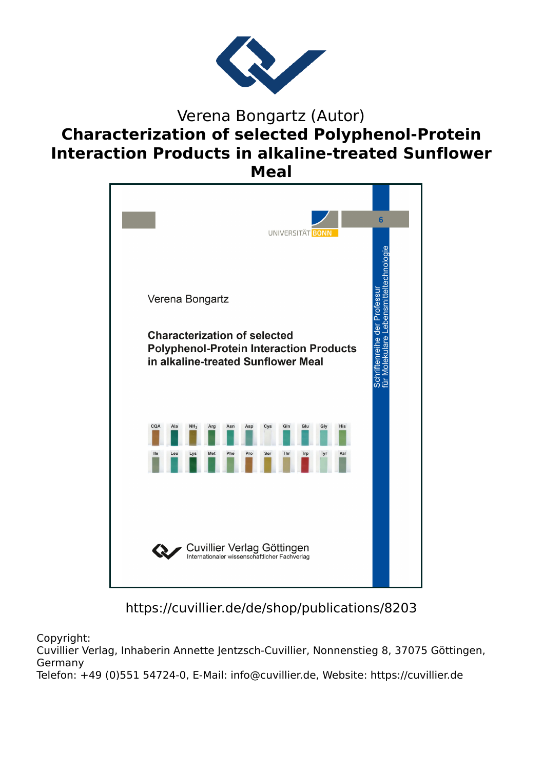Verena Bongartz (Autor)

# Characterization of selected Polyphenol-Protein Interaction Products in alkaline-treated Sunflower Meal

UNIVERSITÄT BONN

6

Schriftenreihe der Professur für Molekulare Lebensmitteltechnologie

Verena Bongartz

**Characterization of selected Polyphenol-Protein Interaction Products in alkaline-treated Sunflower Meal**

CQA Ala $NH_3$ Arg Asn Asp Cys Gln Glu Gly His

Ile Leu Lys Met Phe Pro Ser Thr Trp Tyr Val

Cuvillier Verlag Göttingen
Internationaler wissenschaftlicher Fachverlag

https://cuvillier.de/de/shop/publications/8203

Copyright:
Cuvillier Verlag, Inhaberin Annette Jentzsch-Cuvillier, Nonnenstieg 8, 37075 Göttingen, Germany
Telefon: +49 (0)551 54724-0, E-Mail: info@cuvillier.de, Website: https://cuvillier.de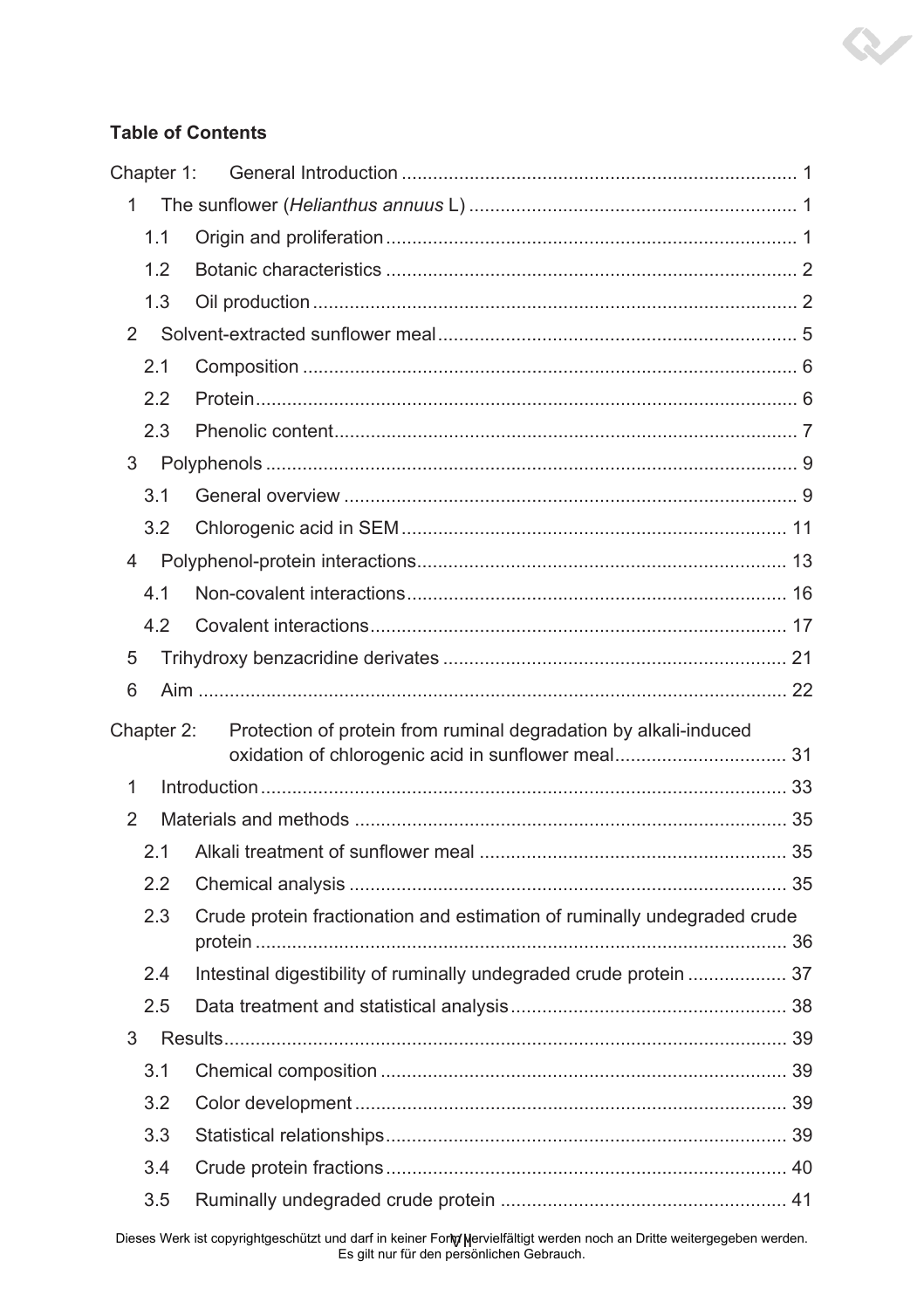**Table of Contents**

Chapter 1: General Introduction ........................................................................... 1

1 The sunflower (*Helianthus annuus* L) ............................................................. 1

1.1 Origin and proliferation .............................................................................. 1

1.2 Botanic characteristics .............................................................................. 2

1.3 Oil production ............................................................................................ 2

2 Solvent-extracted sunflower meal .................................................................... 5

2.1 Composition .............................................................................................. 6

2.2 Protein ....................................................................................................... 6

2.3 Phenolic content ........................................................................................ 7

3 Polyphenols ..................................................................................................... 9

3.1 General overview ...................................................................................... 9

3.2 Chlorogenic acid in SEM ......................................................................... 11

4 Polyphenol-protein interactions ...................................................................... 13

4.1 Non-covalent interactions ........................................................................ 16

4.2 Covalent interactions ............................................................................... 17

5 Trihydroxy benzacridine derivates ................................................................. 21

6 Aim ................................................................................................................ 22

Chapter 2: Protection of protein from ruminal degradation by alkali-induced oxidation of chlorogenic acid in sunflower meal ................................ 31

1 Introduction .................................................................................................... 33

2 Materials and methods .................................................................................. 35

2.1 Alkali treatment of sunflower meal .......................................................... 35

2.2 Chemical analysis .................................................................................... 35

2.3 Crude protein fractionation and estimation of ruminally undegraded crude protein ..................................................................................................... 36

2.4 Intestinal digestibility of ruminally undegraded crude protein .................. 37

2.5 Data treatment and statistical analysis .................................................... 38

3 Results ........................................................................................................... 39

3.1 Chemical composition ............................................................................. 39

3.2 Color development .................................................................................. 39

3.3 Statistical relationships ............................................................................ 39

3.4 Crude protein fractions ............................................................................ 40

3.5 Ruminally undegraded crude protein ...................................................... 41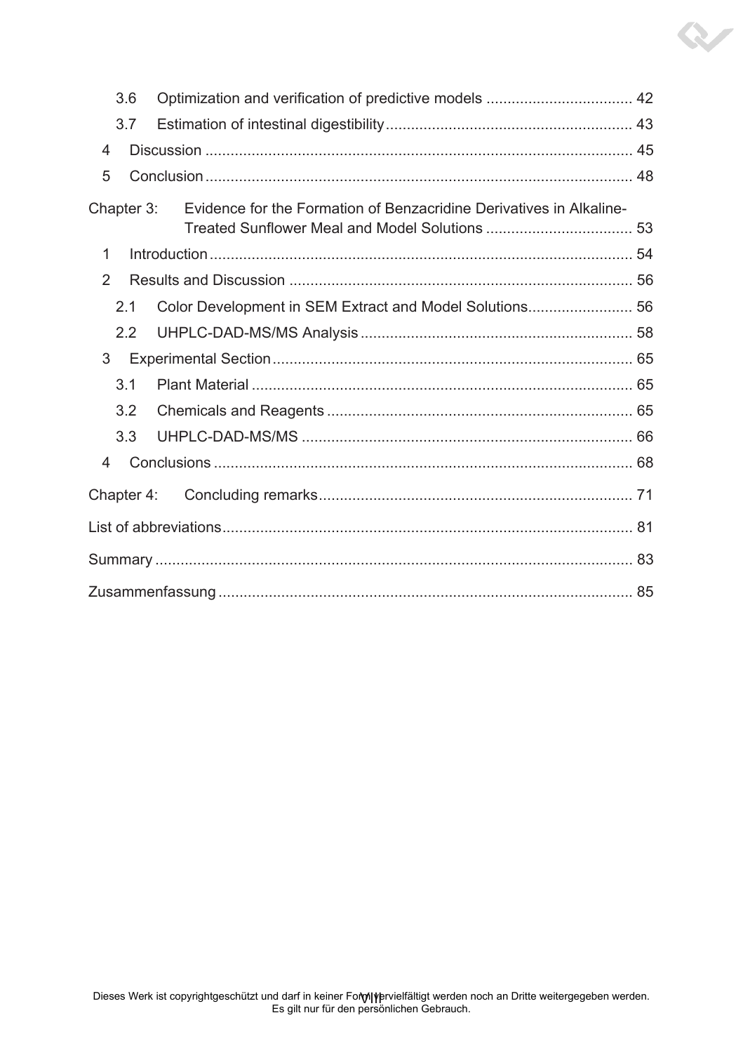3.6 Optimization and verification of predictive models .................................. 42

3.7 Estimation of intestinal digestibility .......................................................... 43

4 Discussion .................................................................................................... 45

5 Conclusion .................................................................................................... 48

Chapter 3: Evidence for the Formation of Benzacridine Derivatives in Alkaline-Treated Sunflower Meal and Model Solutions .................................. 53

1 Introduction .................................................................................................... 54

2 Results and Discussion ................................................................................. 56

2.1 Color Development in SEM Extract and Model Solutions ......................... 56

2.2 UHPLC-DAD-MS/MS Analysis ................................................................ 58

3 Experimental Section ..................................................................................... 65

3.1 Plant Material .......................................................................................... 65

3.2 Chemicals and Reagents ........................................................................ 65

3.3 UHPLC-DAD-MS/MS .............................................................................. 66

4 Conclusions ................................................................................................... 68

Chapter 4: Concluding remarks .......................................................................... 71

List of abbreviations ................................................................................................ 81

Summary ................................................................................................................ 83

Zusammenfassung .................................................................................................. 85

Dieses Werk ist copyrightgeschützt und darf in keiner Form vervielfältigt werden noch an Dritte weitergegeben werden.
Es gilt nur für den persönlichen Gebrauch.